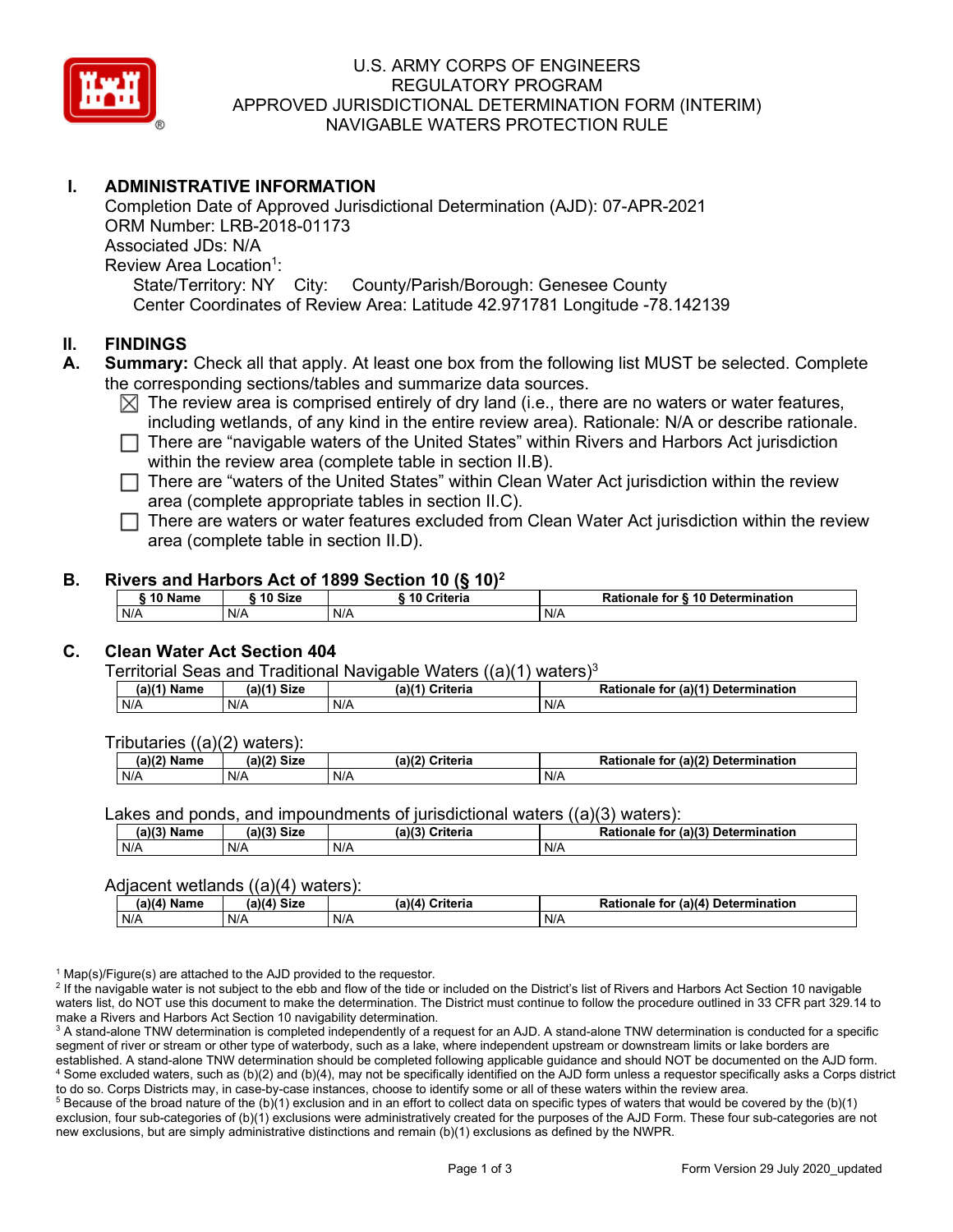# U.S. ARMY CORPS OF ENGINEERS
# REGULATORY PROGRAM
# APPROVED JURISDICTIONAL DETERMINATION FORM (INTERIM)
# NAVIGABLE WATERS PROTECTION RULE

## I. ADMINISTRATIVE INFORMATION

Completion Date of Approved Jurisdictional Determination (AJD): 07-APR-2021
ORM Number: LRB-2018-01173
Associated JDs: N/A
Review Area Location[1]:
State/Territory: NY City: County/Parish/Borough: Genesee County
Center Coordinates of Review Area: Latitude 42.971781 Longitude -78.142139

## II. FINDINGS

**A. Summary:** Check all that apply. At least one box from the following list MUST be selected. Complete the corresponding sections/tables and summarize data sources.

- ☒ The review area is comprised entirely of dry land (i.e., there are no waters or water features, including wetlands, of any kind in the entire review area). Rationale: N/A or describe rationale.
- ☐ There are "navigable waters of the United States" within Rivers and Harbors Act jurisdiction within the review area (complete table in section II.B).
- ☐ There are "waters of the United States" within Clean Water Act jurisdiction within the review area (complete appropriate tables in section II.C).
- ☐ There are waters or water features excluded from Clean Water Act jurisdiction within the review area (complete table in section II.D).

### B. Rivers and Harbors Act of 1899 Section 10 (§ 10)[2]

| § 10 Name | § 10 Size | § 10 Criteria | Rationale for § 10 Determination |
|---|---|---|---|
| N/A | N/A | N/A | N/A |

### C. Clean Water Act Section 404

Territorial Seas and Traditional Navigable Waters ((a)(1) waters)[3]

| (a)(1) Name | (a)(1) Size | (a)(1) Criteria | Rationale for (a)(1) Determination |
|---|---|---|---|
| N/A | N/A | N/A | N/A |

Tributaries ((a)(2) waters):

| (a)(2) Name | (a)(2) Size | (a)(2) Criteria | Rationale for (a)(2) Determination |
|---|---|---|---|
| N/A | N/A | N/A | N/A |

Lakes and ponds, and impoundments of jurisdictional waters ((a)(3) waters):

| (a)(3) Name | (a)(3) Size | (a)(3) Criteria | Rationale for (a)(3) Determination |
|---|---|---|---|
| N/A | N/A | N/A | N/A |

Adjacent wetlands ((a)(4) waters):

| (a)(4) Name | (a)(4) Size | (a)(4) Criteria | Rationale for (a)(4) Determination |
|---|---|---|---|
| N/A | N/A | N/A | N/A |

[1] Map(s)/Figure(s) are attached to the AJD provided to the requestor.
[2] If the navigable water is not subject to the ebb and flow of the tide or included on the District's list of Rivers and Harbors Act Section 10 navigable waters list, do NOT use this document to make the determination. The District must continue to follow the procedure outlined in 33 CFR part 329.14 to make a Rivers and Harbors Act Section 10 navigability determination.
[3] A stand-alone TNW determination is completed independently of a request for an AJD. A stand-alone TNW determination is conducted for a specific segment of river or stream or other type of waterbody, such as a lake, where independent upstream or downstream limits or lake borders are established. A stand-alone TNW determination should be completed following applicable guidance and should NOT be documented on the AJD form.
[4] Some excluded waters, such as (b)(2) and (b)(4), may not be specifically identified on the AJD form unless a requestor specifically asks a Corps district to do so. Corps Districts may, in case-by-case instances, choose to identify some or all of these waters within the review area.
[5] Because of the broad nature of the (b)(1) exclusion and in an effort to collect data on specific types of waters that would be covered by the (b)(1) exclusion, four sub-categories of (b)(1) exclusions were administratively created for the purposes of the AJD Form. These four sub-categories are not new exclusions, but are simply administrative distinctions and remain (b)(1) exclusions as defined by the NWPR.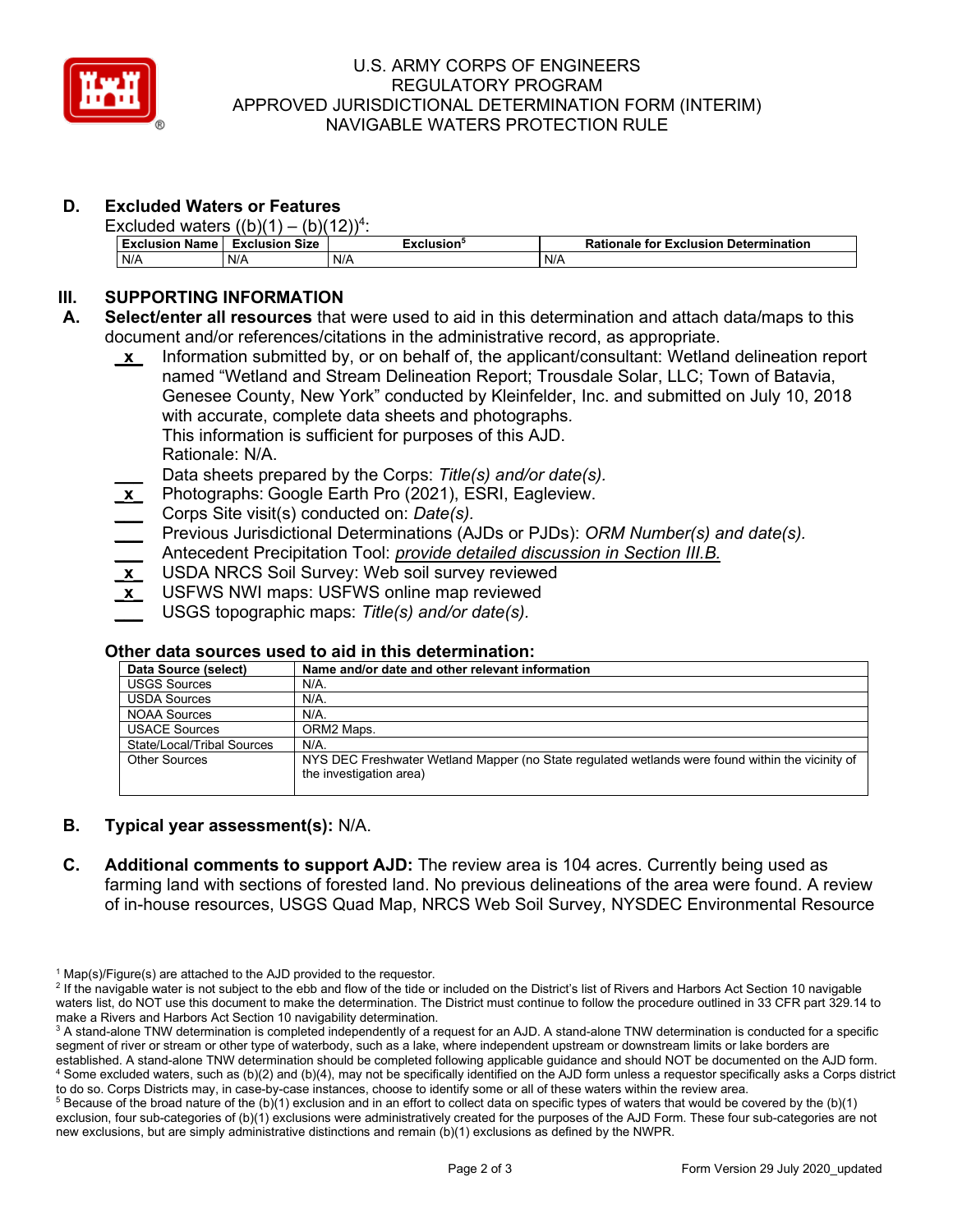## D. Excluded Waters or Features

Excluded waters ((b)(1) – (b)(12))[4]:

| Exclusion Name | Exclusion Size | Exclusion[5] | Rationale for Exclusion Determination |
|---|---|---|---|
| N/A | N/A | N/A | N/A |

# III. SUPPORTING INFORMATION

**A. Select/enter all resources** that were used to aid in this determination and attach data/maps to this document and/or references/citations in the administrative record, as appropriate.

- **x** Information submitted by, or on behalf of, the applicant/consultant: Wetland delineation report named "Wetland and Stream Delineation Report; Trousdale Solar, LLC; Town of Batavia, Genesee County, New York" conducted by Kleinfelder, Inc. and submitted on July 10, 2018 with accurate, complete data sheets and photographs.
  This information is sufficient for purposes of this AJD.
  Rationale: N/A.
- ___ Data sheets prepared by the Corps: *Title(s) and/or date(s).*
- **x** Photographs: Google Earth Pro (2021), ESRI, Eagleview.
- ___ Corps Site visit(s) conducted on: *Date(s).*
- ___ Previous Jurisdictional Determinations (AJDs or PJDs): *ORM Number(s) and date(s).*
- ___ Antecedent Precipitation Tool: *provide detailed discussion in Section III.B.*
- **x** USDA NRCS Soil Survey: Web soil survey reviewed
- **x** USFWS NWI maps: USFWS online map reviewed
- ___ USGS topographic maps: *Title(s) and/or date(s).*

### Other data sources used to aid in this determination:

| Data Source (select) | Name and/or date and other relevant information |
|---|---|
| USGS Sources | N/A. |
| USDA Sources | N/A. |
| NOAA Sources | N/A. |
| USACE Sources | ORM2 Maps. |
| State/Local/Tribal Sources | N/A. |
| Other Sources | NYS DEC Freshwater Wetland Mapper (no State regulated wetlands were found within the vicinity of the investigation area) |

**B. Typical year assessment(s):** N/A.

**C. Additional comments to support AJD:** The review area is 104 acres. Currently being used as farming land with sections of forested land. No previous delineations of the area were found. A review of in-house resources, USGS Quad Map, NRCS Web Soil Survey, NYSDEC Environmental Resource

---

[1] Map(s)/Figure(s) are attached to the AJD provided to the requestor.

[2] If the navigable water is not subject to the ebb and flow of the tide or included on the District's list of Rivers and Harbors Act Section 10 navigable waters list, do NOT use this document to make the determination. The District must continue to follow the procedure outlined in 33 CFR part 329.14 to make a Rivers and Harbors Act Section 10 navigability determination.

[3] A stand-alone TNW determination is completed independently of a request for an AJD. A stand-alone TNW determination is conducted for a specific segment of river or stream or other type of waterbody, such as a lake, where independent upstream or downstream limits or lake borders are established. A stand-alone TNW determination should be completed following applicable guidance and should NOT be documented on the AJD form.

[4] Some excluded waters, such as (b)(2) and (b)(4), may not be specifically identified on the AJD form unless a requestor specifically asks a Corps district to do so. Corps Districts may, in case-by-case instances, choose to identify some or all of these waters within the review area.

[5] Because of the broad nature of the (b)(1) exclusion and in an effort to collect data on specific types of waters that would be covered by the (b)(1) exclusion, four sub-categories of (b)(1) exclusions were administratively created for the purposes of the AJD Form. These four sub-categories are not new exclusions, but are simply administrative distinctions and remain (b)(1) exclusions as defined by the NWPR.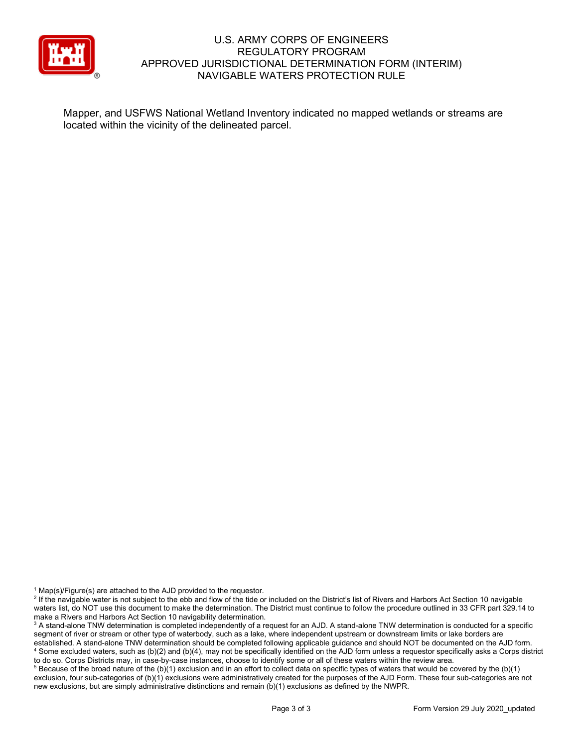Mapper, and USFWS National Wetland Inventory indicated no mapped wetlands or streams are located within the vicinity of the delineated parcel.

[1] Map(s)/Figure(s) are attached to the AJD provided to the requestor.
[2] If the navigable water is not subject to the ebb and flow of the tide or included on the District's list of Rivers and Harbors Act Section 10 navigable waters list, do NOT use this document to make the determination. The District must continue to follow the procedure outlined in 33 CFR part 329.14 to make a Rivers and Harbors Act Section 10 navigability determination.
[3] A stand-alone TNW determination is completed independently of a request for an AJD. A stand-alone TNW determination is conducted for a specific segment of river or stream or other type of waterbody, such as a lake, where independent upstream or downstream limits or lake borders are established. A stand-alone TNW determination should be completed following applicable guidance and should NOT be documented on the AJD form.
[4] Some excluded waters, such as (b)(2) and (b)(4), may not be specifically identified on the AJD form unless a requestor specifically asks a Corps district to do so. Corps Districts may, in case-by-case instances, choose to identify some or all of these waters within the review area.
[5] Because of the broad nature of the (b)(1) exclusion and in an effort to collect data on specific types of waters that would be covered by the (b)(1) exclusion, four sub-categories of (b)(1) exclusions were administratively created for the purposes of the AJD Form. These four sub-categories are not new exclusions, but are simply administrative distinctions and remain (b)(1) exclusions as defined by the NWPR.